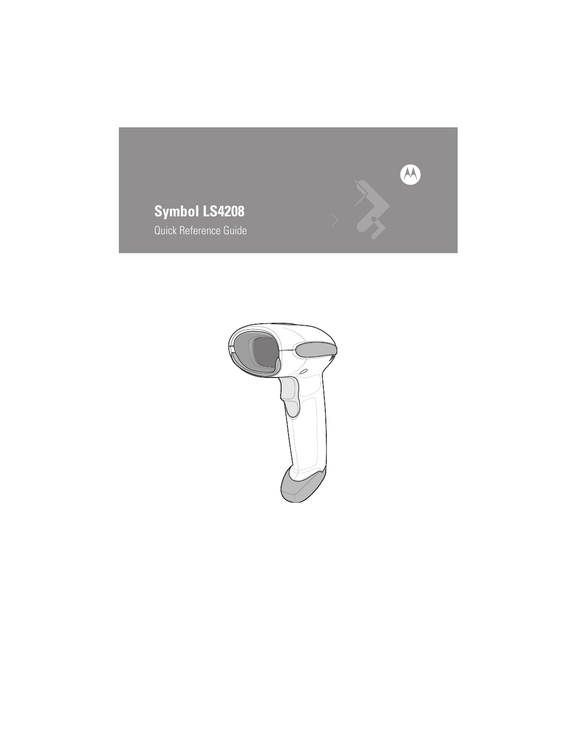# Symbol LS4208

Quick Reference Guide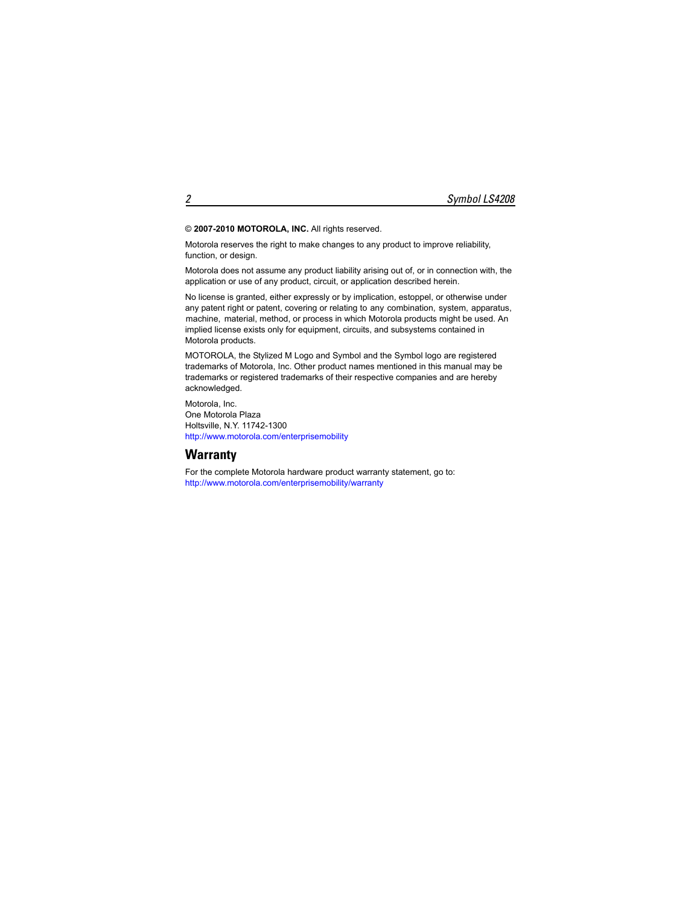© **2007-2010 MOTOROLA, INC.** All rights reserved.

Motorola reserves the right to make changes to any product to improve reliability, function, or design.

Motorola does not assume any product liability arising out of, or in connection with, the application or use of any product, circuit, or application described herein.

No license is granted, either expressly or by implication, estoppel, or otherwise under any patent right or patent, covering or relating to any combination, system, apparatus, machine, material, method, or process in which Motorola products might be used. An implied license exists only for equipment, circuits, and subsystems contained in Motorola products.

MOTOROLA, the Stylized M Logo and Symbol and the Symbol logo are registered trademarks of Motorola, Inc. Other product names mentioned in this manual may be trademarks or registered trademarks of their respective companies and are hereby acknowledged.

Motorola, Inc.
One Motorola Plaza
Holtsville, N.Y. 11742-1300
http://www.motorola.com/enterprisemobility

## Warranty

For the complete Motorola hardware product warranty statement, go to:
http://www.motorola.com/enterprisemobility/warranty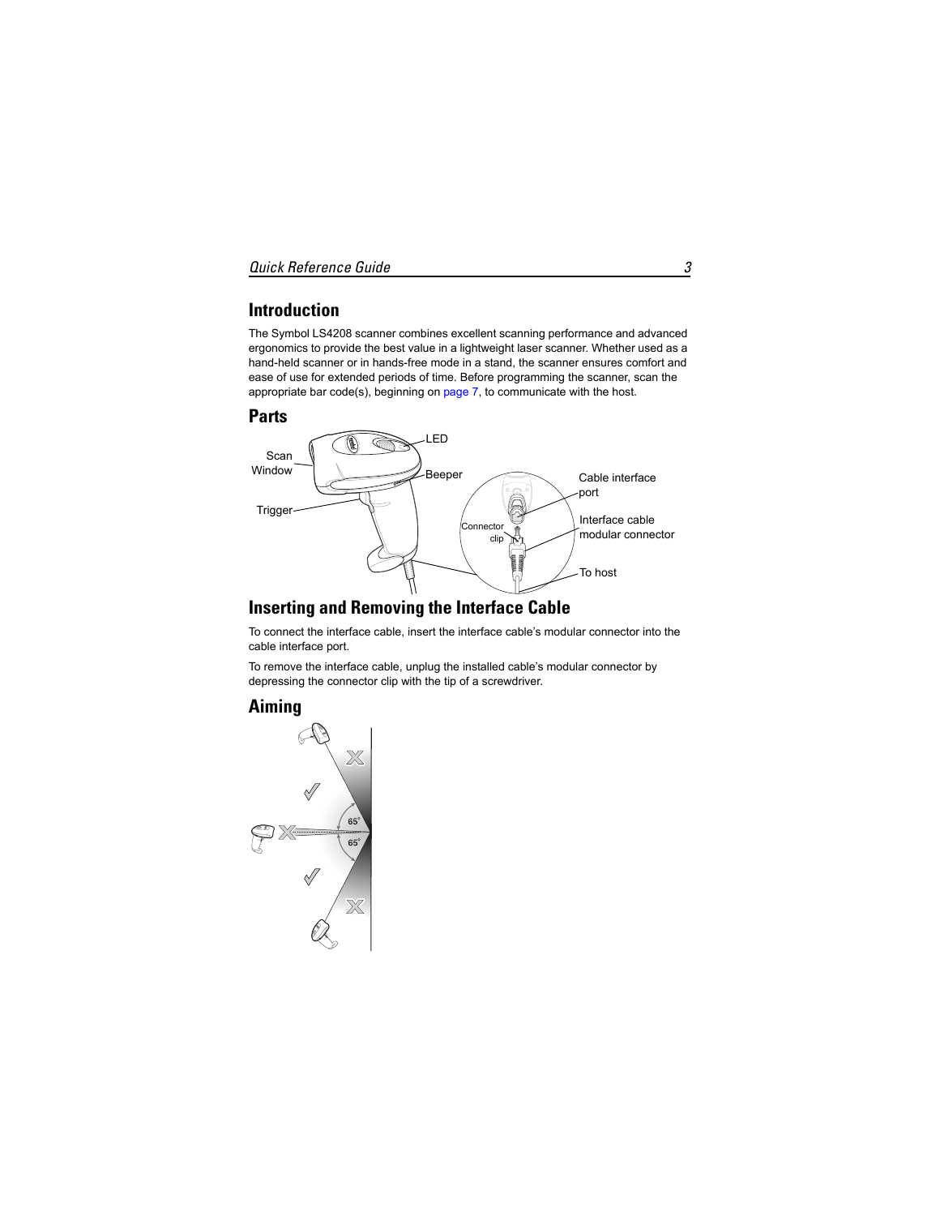## Introduction

The Symbol LS4208 scanner combines excellent scanning performance and advanced ergonomics to provide the best value in a lightweight laser scanner. Whether used as a hand-held scanner or in hands-free mode in a stand, the scanner ensures comfort and ease of use for extended periods of time. Before programming the scanner, scan the appropriate bar code(s), beginning on page 7, to communicate with the host.

## Parts

Scan Window

LED

Beeper

Trigger

Cable interface port

Connector clip

Interface cable modular connector

To host

## Inserting and Removing the Interface Cable

To connect the interface cable, insert the interface cable's modular connector into the cable interface port.

To remove the interface cable, unplug the installed cable's modular connector by depressing the connector clip with the tip of a screwdriver.

## Aiming

65°

65°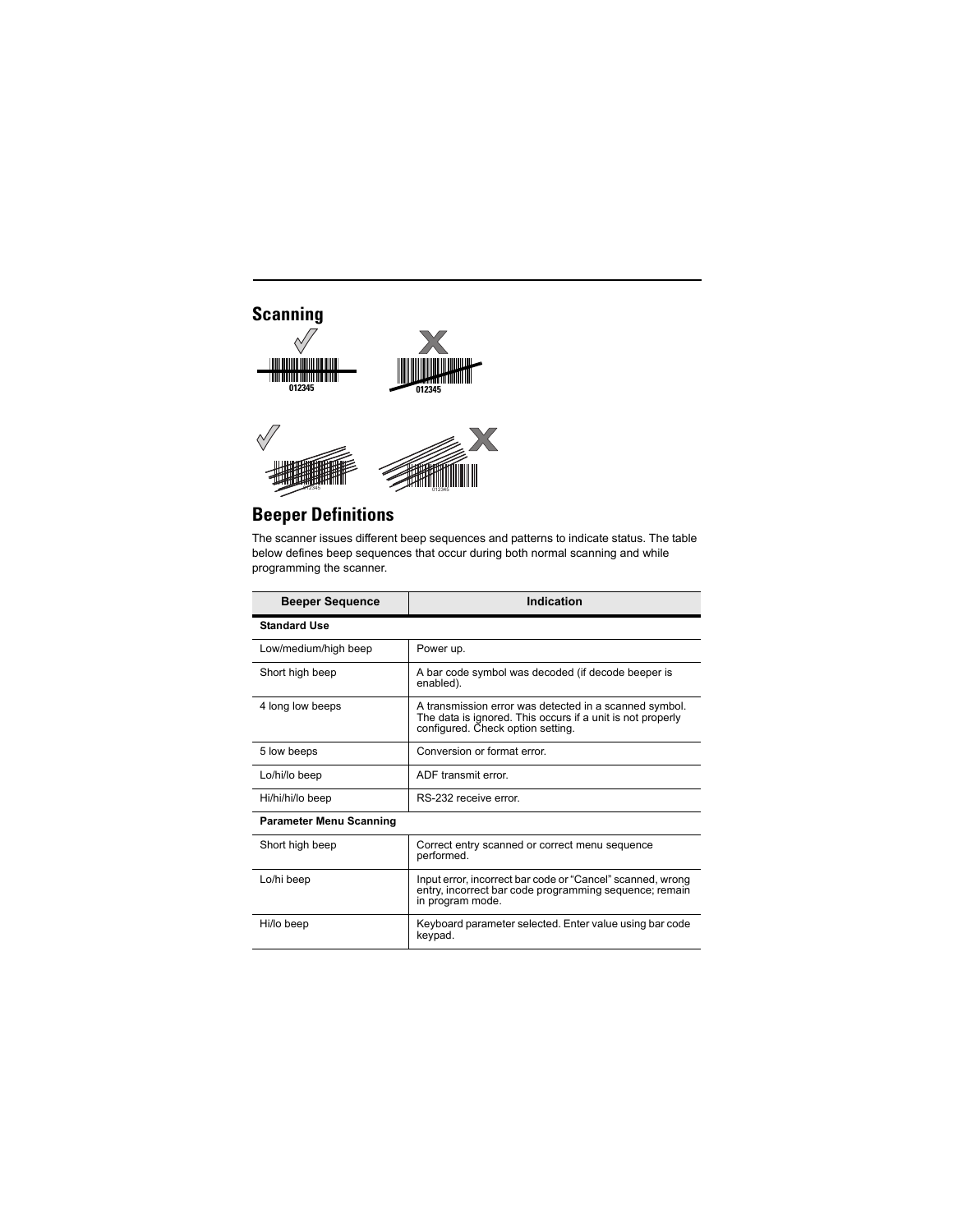## Scanning

## Beeper Definitions

The scanner issues different beep sequences and patterns to indicate status. The table below defines beep sequences that occur during both normal scanning and while programming the scanner.

| Beeper Sequence | Indication |
|---|---|
| **Standard Use** | |
| Low/medium/high beep | Power up. |
| Short high beep | A bar code symbol was decoded (if decode beeper is enabled). |
| 4 long low beeps | A transmission error was detected in a scanned symbol. The data is ignored. This occurs if a unit is not properly configured. Check option setting. |
| 5 low beeps | Conversion or format error. |
| Lo/hi/lo beep | ADF transmit error. |
| Hi/hi/hi/lo beep | RS-232 receive error. |
| **Parameter Menu Scanning** | |
| Short high beep | Correct entry scanned or correct menu sequence performed. |
| Lo/hi beep | Input error, incorrect bar code or "Cancel" scanned, wrong entry, incorrect bar code programming sequence; remain in program mode. |
| Hi/lo beep | Keyboard parameter selected. Enter value using bar code keypad. |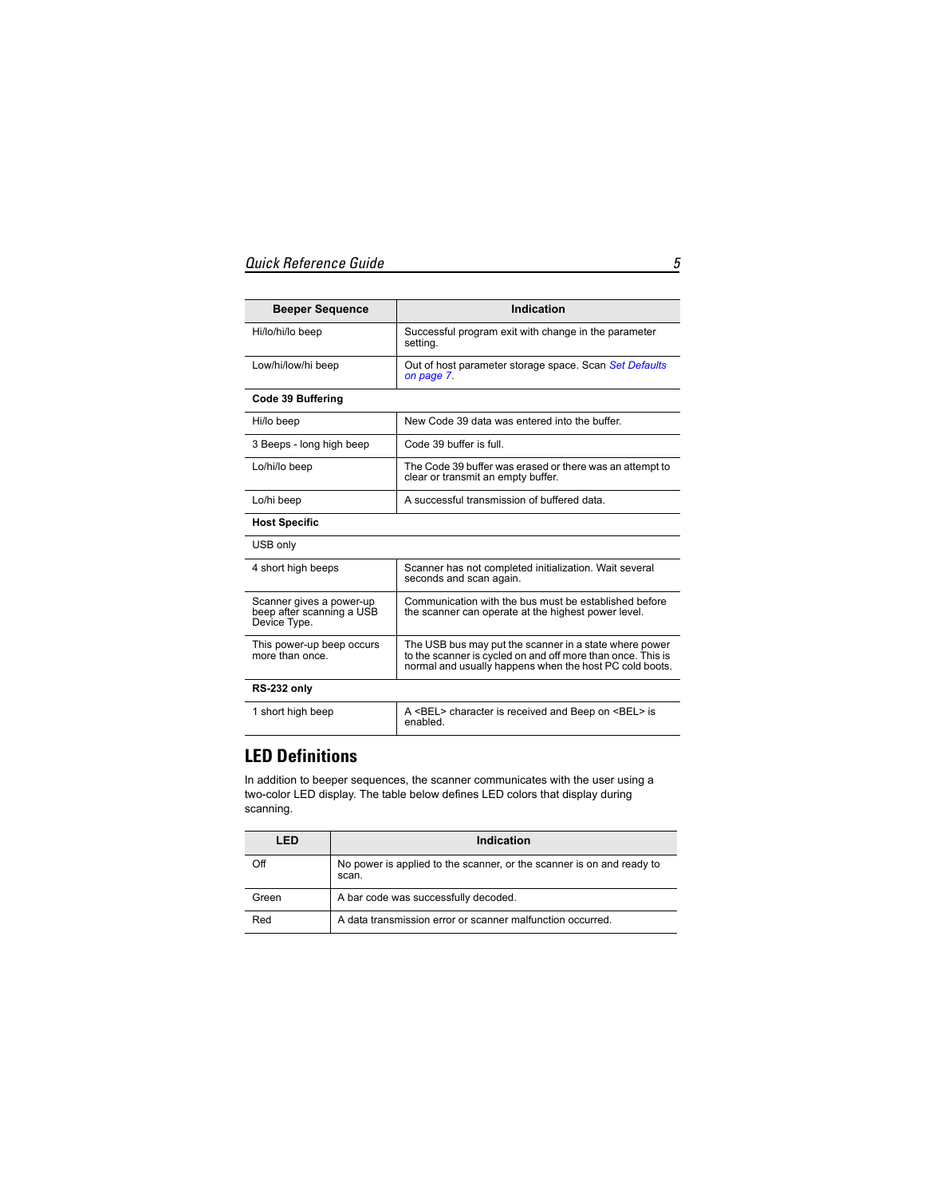| Beeper Sequence | Indication |
| --- | --- |
| Hi/lo/hi/lo beep | Successful program exit with change in the parameter setting. |
| Low/hi/low/hi beep | Out of host parameter storage space. Scan *Set Defaults on page 7*. |
| **Code 39 Buffering** | |
| Hi/lo beep | New Code 39 data was entered into the buffer. |
| 3 Beeps - long high beep | Code 39 buffer is full. |
| Lo/hi/lo beep | The Code 39 buffer was erased or there was an attempt to clear or transmit an empty buffer. |
| Lo/hi beep | A successful transmission of buffered data. |
| **Host Specific** | |
| USB only | |
| 4 short high beeps | Scanner has not completed initialization. Wait several seconds and scan again. |
| Scanner gives a power-up beep after scanning a USB Device Type. | Communication with the bus must be established before the scanner can operate at the highest power level. |
| This power-up beep occurs more than once. | The USB bus may put the scanner in a state where power to the scanner is cycled on and off more than once. This is normal and usually happens when the host PC cold boots. |
| **RS-232 only** | |
| 1 short high beep | A <BEL> character is received and Beep on <BEL> is enabled. |

## LED Definitions

In addition to beeper sequences, the scanner communicates with the user using a two-color LED display. The table below defines LED colors that display during scanning.

| LED | Indication |
| --- | --- |
| Off | No power is applied to the scanner, or the scanner is on and ready to scan. |
| Green | A bar code was successfully decoded. |
| Red | A data transmission error or scanner malfunction occurred. |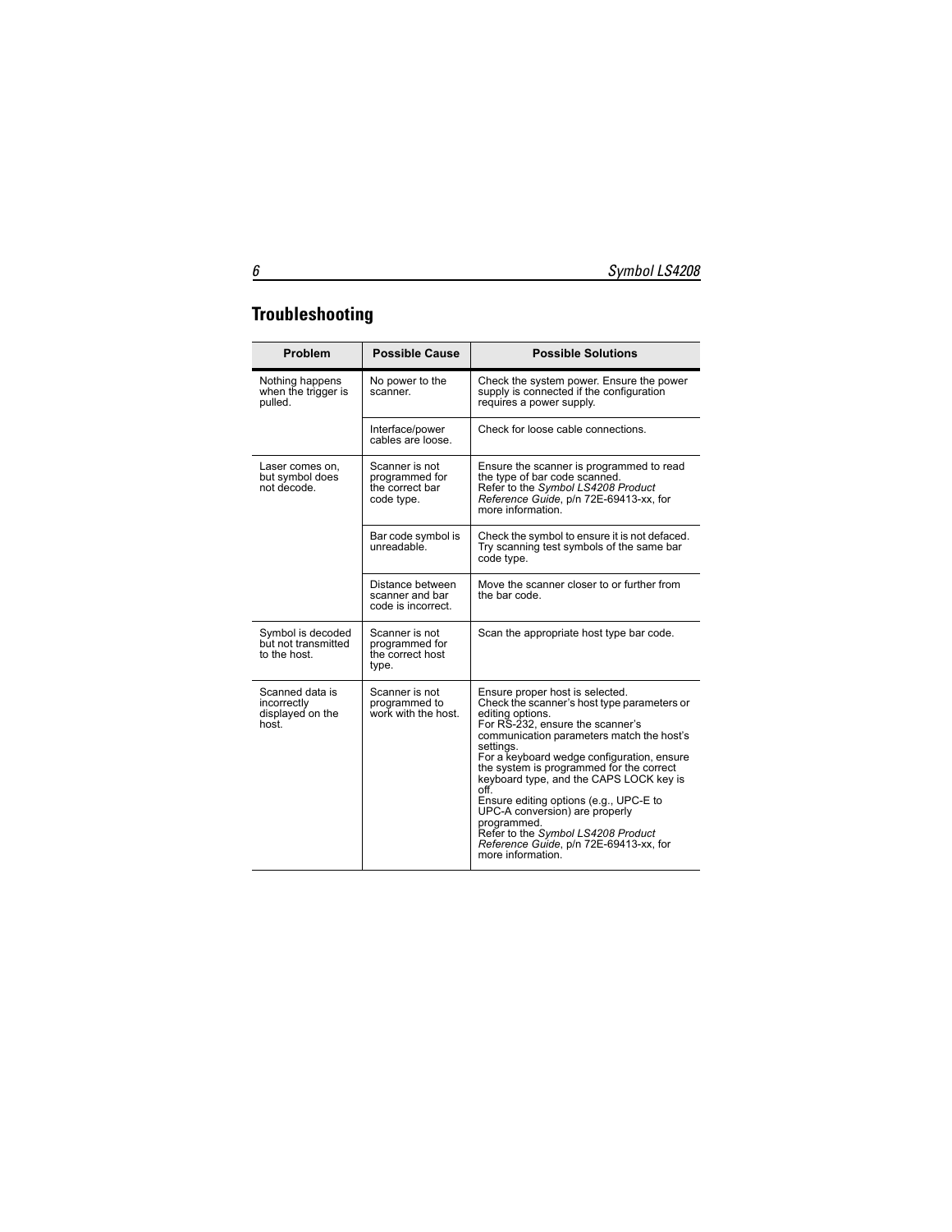## Troubleshooting

| Problem | Possible Cause | Possible Solutions |
|---|---|---|
| Nothing happens when the trigger is pulled. | No power to the scanner. | Check the system power. Ensure the power supply is connected if the configuration requires a power supply. |
| | Interface/power cables are loose. | Check for loose cable connections. |
| Laser comes on, but symbol does not decode. | Scanner is not programmed for the correct bar code type. | Ensure the scanner is programmed to read the type of bar code scanned.<br>Refer to the *Symbol LS4208 Product Reference Guide*, p/n 72E-69413-xx, for more information. |
| | Bar code symbol is unreadable. | Check the symbol to ensure it is not defaced. Try scanning test symbols of the same bar code type. |
| | Distance between scanner and bar code is incorrect. | Move the scanner closer to or further from the bar code. |
| Symbol is decoded but not transmitted to the host. | Scanner is not programmed for the correct host type. | Scan the appropriate host type bar code. |
| Scanned data is incorrectly displayed on the host. | Scanner is not programmed to work with the host. | Ensure proper host is selected.<br>Check the scanner's host type parameters or editing options.<br>For RS-232, ensure the scanner's communication parameters match the host's settings.<br>For a keyboard wedge configuration, ensure the system is programmed for the correct keyboard type, and the CAPS LOCK key is off.<br>Ensure editing options (e.g., UPC-E to UPC-A conversion) are properly programmed.<br>Refer to the *Symbol LS4208 Product Reference Guide*, p/n 72E-69413-xx, for more information. |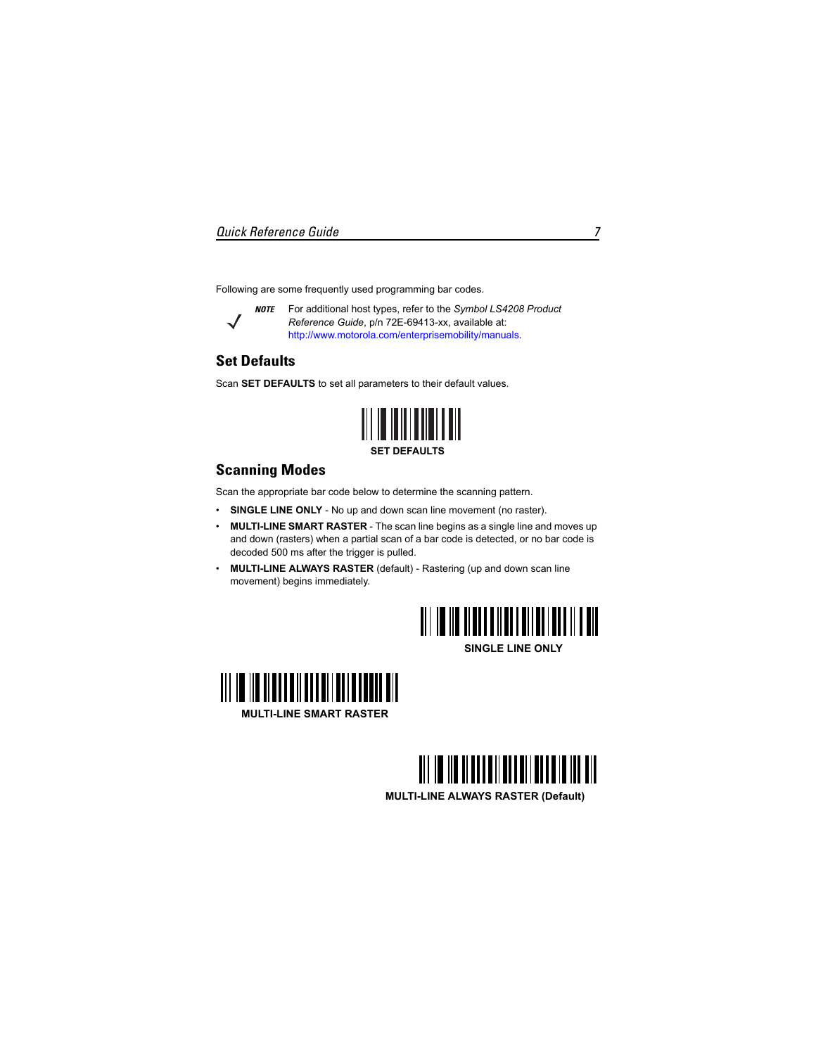Following are some frequently used programming bar codes.

> ***NOTE*** For additional host types, refer to the *Symbol LS4208 Product Reference Guide*, p/n 72E-69413-xx, available at: http://www.motorola.com/enterprisemobility/manuals.

## Set Defaults

Scan **SET DEFAULTS** to set all parameters to their default values.

**SET DEFAULTS**

## Scanning Modes

Scan the appropriate bar code below to determine the scanning pattern.

- **SINGLE LINE ONLY** - No up and down scan line movement (no raster).
- **MULTI-LINE SMART RASTER** - The scan line begins as a single line and moves up and down (rasters) when a partial scan of a bar code is detected, or no bar code is decoded 500 ms after the trigger is pulled.
- **MULTI-LINE ALWAYS RASTER** (default) - Rastering (up and down scan line movement) begins immediately.

**SINGLE LINE ONLY**

**MULTI-LINE SMART RASTER**

**MULTI-LINE ALWAYS RASTER (Default)**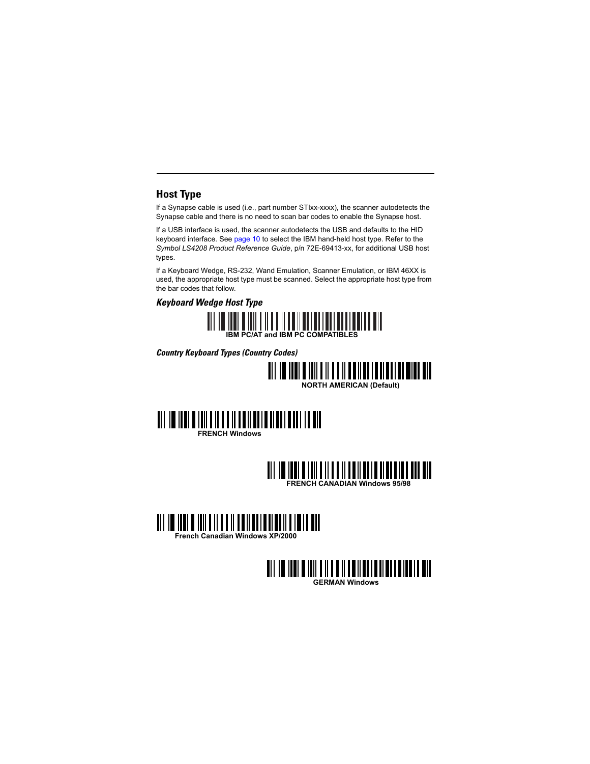## Host Type

If a Synapse cable is used (i.e., part number STIxx-xxxx), the scanner autodetects the Synapse cable and there is no need to scan bar codes to enable the Synapse host.

If a USB interface is used, the scanner autodetects the USB and defaults to the HID keyboard interface. See page 10 to select the IBM hand-held host type. Refer to the *Symbol LS4208 Product Reference Guide*, p/n 72E-69413-xx, for additional USB host types.

If a Keyboard Wedge, RS-232, Wand Emulation, Scanner Emulation, or IBM 46XX is used, the appropriate host type must be scanned. Select the appropriate host type from the bar codes that follow.

### *Keyboard Wedge Host Type*

**IBM PC/AT and IBM PC COMPATIBLES**

#### *Country Keyboard Types (Country Codes)*

**NORTH AMERICAN (Default)**

**FRENCH Windows**

**FRENCH CANADIAN Windows 95/98**

**French Canadian Windows XP/2000**

**GERMAN Windows**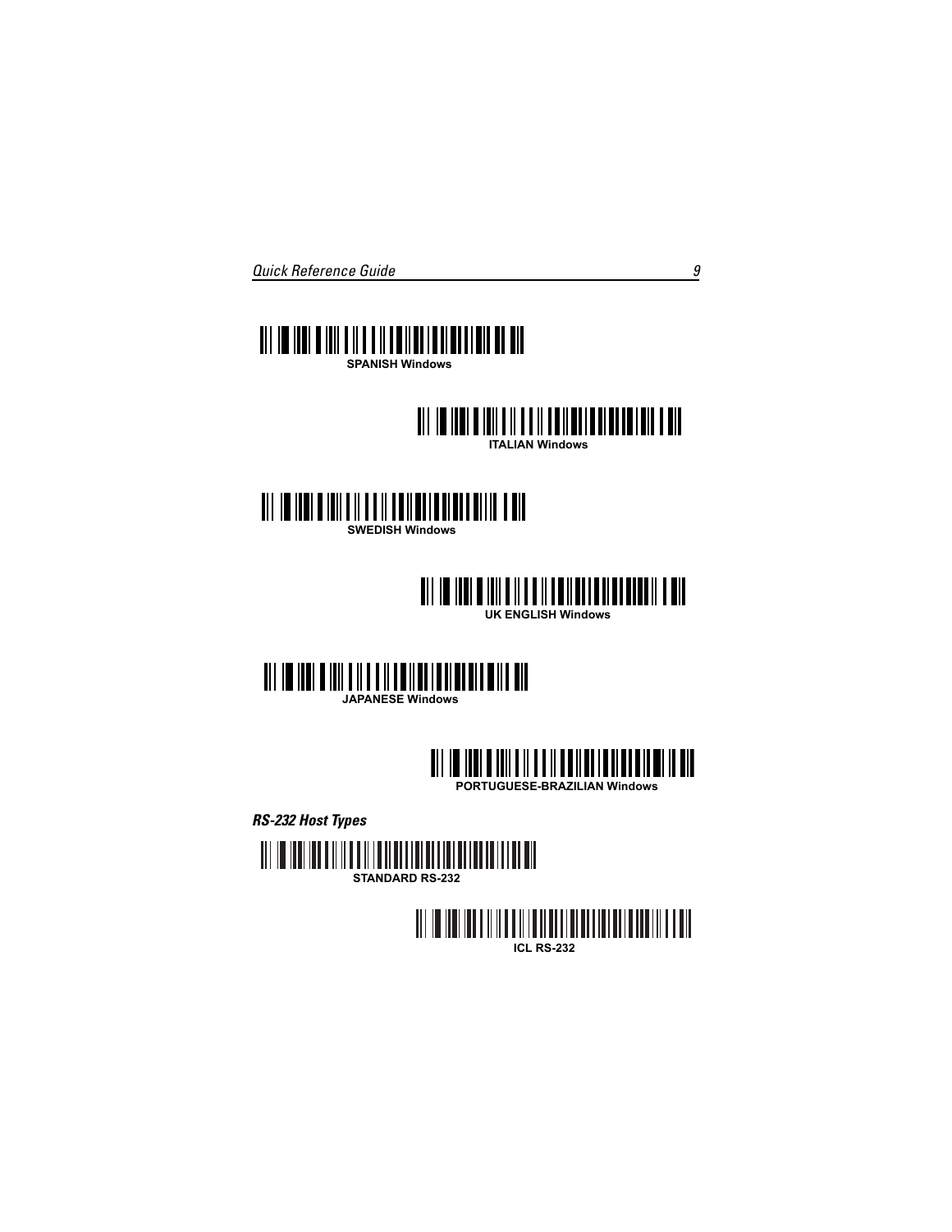SPANISH Windows

ITALIAN Windows

SWEDISH Windows

UK ENGLISH Windows

JAPANESE Windows

PORTUGUESE-BRAZILIAN Windows

### *RS-232 Host Types*

STANDARD RS-232

ICL RS-232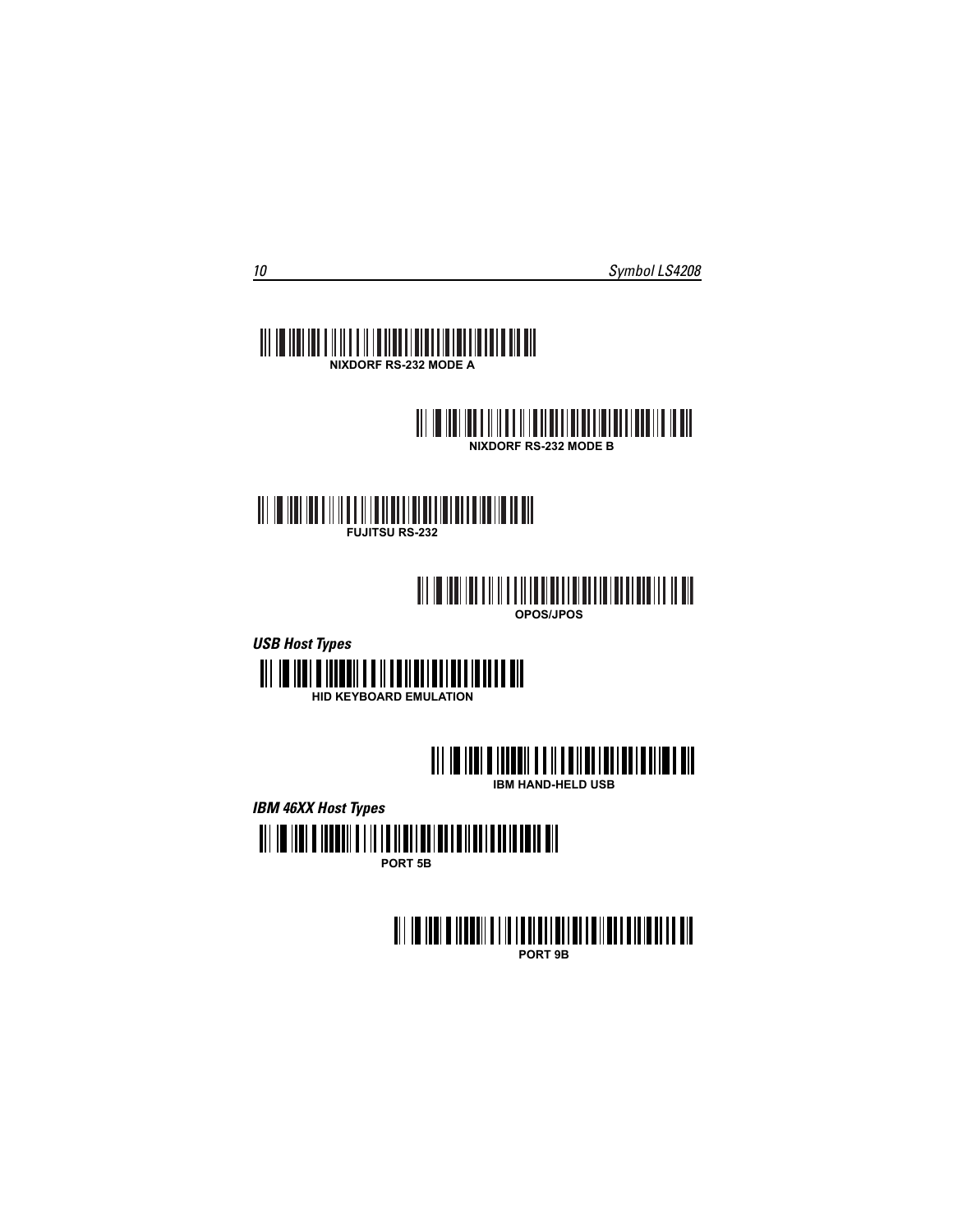NIXDORF RS-232 MODE A

NIXDORF RS-232 MODE B

FUJITSU RS-232

OPOS/JPOS

***USB Host Types***

HID KEYBOARD EMULATION

IBM HAND-HELD USB

***IBM 46XX Host Types***

PORT 5B

PORT 9B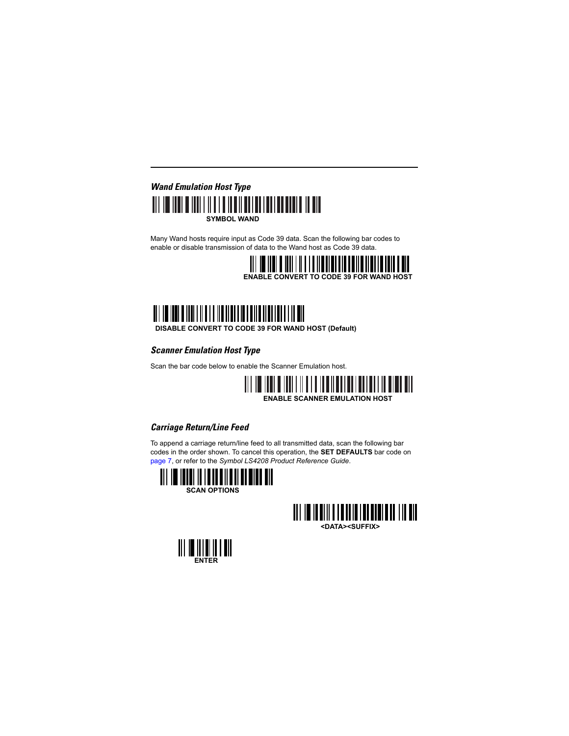### *Wand Emulation Host Type*

**SYMBOL WAND**

Many Wand hosts require input as Code 39 data. Scan the following bar codes to enable or disable transmission of data to the Wand host as Code 39 data.

**ENABLE CONVERT TO CODE 39 FOR WAND HOST**

**DISABLE CONVERT TO CODE 39 FOR WAND HOST (Default)**

### *Scanner Emulation Host Type*

Scan the bar code below to enable the Scanner Emulation host.

**ENABLE SCANNER EMULATION HOST**

### *Carriage Return/Line Feed*

To append a carriage return/line feed to all transmitted data, scan the following bar codes in the order shown. To cancel this operation, the **SET DEFAULTS** bar code on page 7, or refer to the *Symbol LS4208 Product Reference Guide*.

**SCAN OPTIONS**

**<DATA><SUFFIX>**

**ENTER**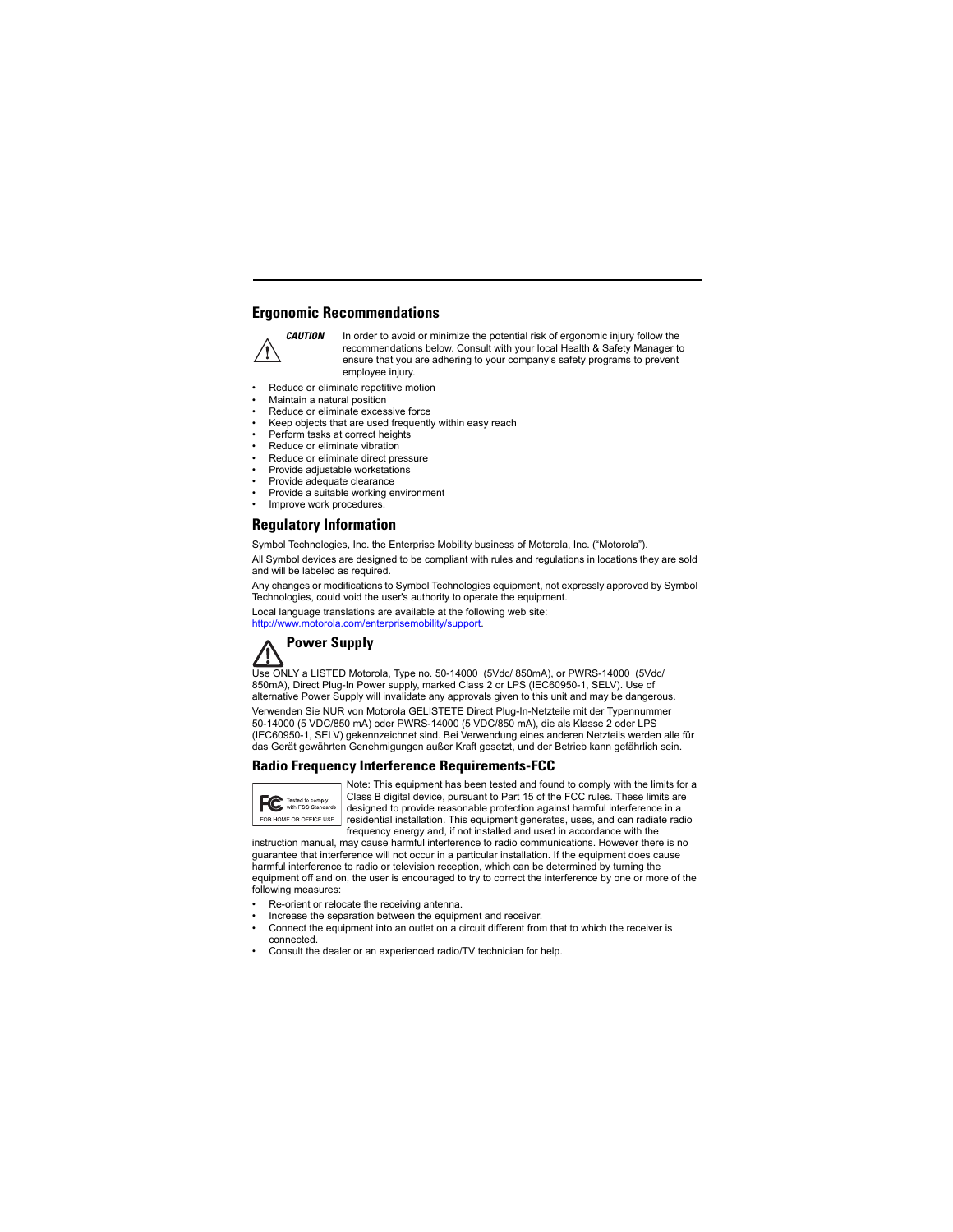## Ergonomic Recommendations

***CAUTION*** In order to avoid or minimize the potential risk of ergonomic injury follow the recommendations below. Consult with your local Health & Safety Manager to ensure that you are adhering to your company's safety programs to prevent employee injury.

- Reduce or eliminate repetitive motion
- Maintain a natural position
- Reduce or eliminate excessive force
- Keep objects that are used frequently within easy reach
- Perform tasks at correct heights
- Reduce or eliminate vibration
- Reduce or eliminate direct pressure
- Provide adjustable workstations
- Provide adequate clearance
- Provide a suitable working environment
- Improve work procedures.

## Regulatory Information

Symbol Technologies, Inc. the Enterprise Mobility business of Motorola, Inc. ("Motorola").

All Symbol devices are designed to be compliant with rules and regulations in locations they are sold and will be labeled as required.

Any changes or modifications to Symbol Technologies equipment, not expressly approved by Symbol Technologies, could void the user's authority to operate the equipment.

Local language translations are available at the following web site:
http://www.motorola.com/enterprisemobility/support.

### Power Supply

Use ONLY a LISTED Motorola, Type no. 50-14000 (5Vdc/ 850mA), or PWRS-14000 (5Vdc/ 850mA), Direct Plug-In Power supply, marked Class 2 or LPS (IEC60950-1, SELV). Use of alternative Power Supply will invalidate any approvals given to this unit and may be dangerous.

Verwenden Sie NUR von Motorola GELISTETE Direct Plug-In-Netzteile mit der Typennummer 50-14000 (5 VDC/850 mA) oder PWRS-14000 (5 VDC/850 mA), die als Klasse 2 oder LPS (IEC60950-1, SELV) gekennzeichnet sind. Bei Verwendung eines anderen Netzteils werden alle für das Gerät gewährten Genehmigungen außer Kraft gesetzt, und der Betrieb kann gefährlich sein.

### Radio Frequency Interference Requirements-FCC

FC Tested to comply with FCC Standards FOR HOME OR OFFICE USE

Note: This equipment has been tested and found to comply with the limits for a Class B digital device, pursuant to Part 15 of the FCC rules. These limits are designed to provide reasonable protection against harmful interference in a residential installation. This equipment generates, uses, and can radiate radio frequency energy and, if not installed and used in accordance with the instruction manual, may cause harmful interference to radio communications. However there is no guarantee that interference will not occur in a particular installation. If the equipment does cause harmful interference to radio or television reception, which can be determined by turning the equipment off and on, the user is encouraged to try to correct the interference by one or more of the following measures:

- Re-orient or relocate the receiving antenna.
- Increase the separation between the equipment and receiver.
- Connect the equipment into an outlet on a circuit different from that to which the receiver is connected.
- Consult the dealer or an experienced radio/TV technician for help.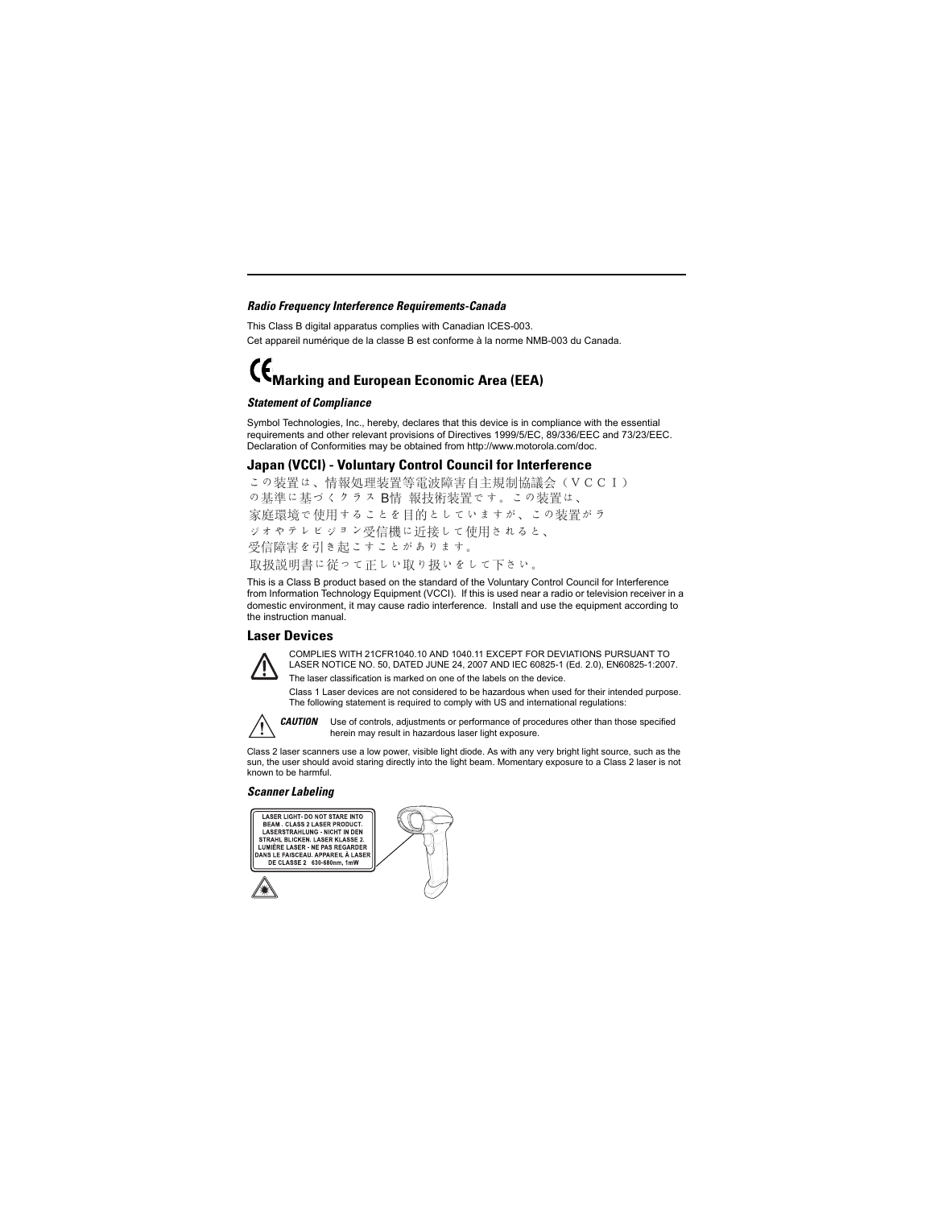***Radio Frequency Interference Requirements-Canada***

This Class B digital apparatus complies with Canadian ICES-003.

Cet appareil numérique de la classe B est conforme à la norme NMB-003 du Canada.

## CE Marking and European Economic Area (EEA)

***Statement of Compliance***

Symbol Technologies, Inc., hereby, declares that this device is in compliance with the essential requirements and other relevant provisions of Directives 1999/5/EC, 89/336/EEC and 73/23/EEC. Declaration of Conformities may be obtained from http://www.motorola.com/doc.

## Japan (VCCI) - Voluntary Control Council for Interference

この装置は、情報処理装置等電波障害自主規制協議会（ＶＣＣＩ）
の基準に基づくクラス B情 報技術装置です。この装置は、
家庭環境で使用することを目的としていますが、この装置がラ
ジオやテレビジョン受信機に近接して使用されると、
受信障害を引き起こすことがあります。
取扱説明書に従って正しい取り扱いをして下さい。

This is a Class B product based on the standard of the Voluntary Control Council for Interference from Information Technology Equipment (VCCI). If this is used near a radio or television receiver in a domestic environment, it may cause radio interference. Install and use the equipment according to the instruction manual.

## Laser Devices

COMPLIES WITH 21CFR1040.10 AND 1040.11 EXCEPT FOR DEVIATIONS PURSUANT TO LASER NOTICE NO. 50, DATED JUNE 24, 2007 AND IEC 60825-1 (Ed. 2.0), EN60825-1:2007.

The laser classification is marked on one of the labels on the device.

Class 1 Laser devices are not considered to be hazardous when used for their intended purpose. The following statement is required to comply with US and international regulations:

***CAUTION*** Use of controls, adjustments or performance of procedures other than those specified herein may result in hazardous laser light exposure.

Class 2 laser scanners use a low power, visible light diode. As with any very bright light source, such as the sun, the user should avoid staring directly into the light beam. Momentary exposure to a Class 2 laser is not known to be harmful.

***Scanner Labeling***

LASER LIGHT- DO NOT STARE INTO BEAM . CLASS 2 LASER PRODUCT. LASERSTRAHLUNG - NICHT IN DEN STRAHL BLICKEN. LASER KLASSE 2. LUMIÈRE LASER - NE PAS REGARDER DANS LE FAISCEAU. APPAREIL À LASER DE CLASSE 2 630-680nm, 1mW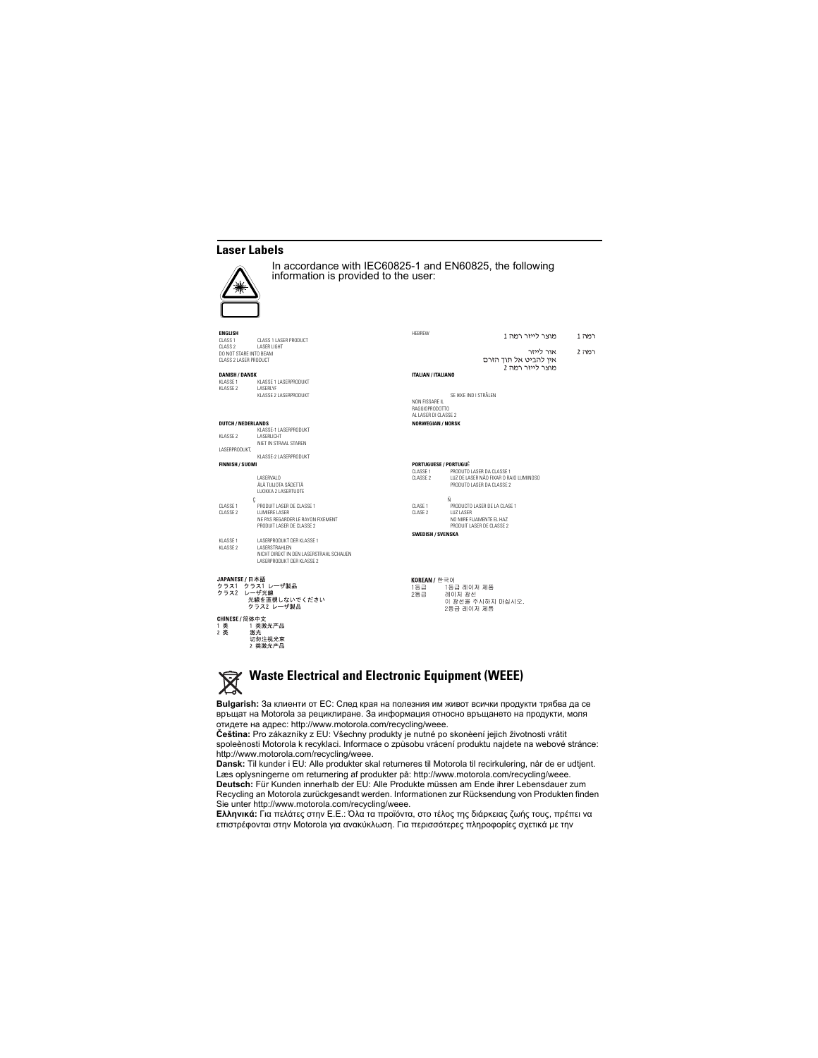## Laser Labels

In accordance with IEC60825-1 and EN60825, the following information is provided to the user:

**ENGLISH**

CLASS 1 CLASS 1 LASER PRODUCT
CLASS 2 LASER LIGHT
DO NOT STARE INTO BEAM
CLASS 2 LASER PRODUCT

**DANISH / DANSK**

KLASSE 1 KLASSE 1 LASERPRODUKT
KLASSE 2 LASERLYF
KLASSE 2 LASERPRODUKT

**DUTCH / NEDERLANDS**

KLASSE-1 LASERPRODUKT
KLASSE 2 LASERLICHT
NIET IN STRAAL STAREN
LASERPRODUKT,
KLASSE-2 LASERPRODUKT

**FINNISH / SUOMI**

LASERVALO
ÄLÄ TUIJOTA SÄDETTÄ
LUOKKA 2 LASERTUOTE

Ç

CLASSE 1 PRODUIT LASER DE CLASSE 1
CLASSE 2 LUMIERE LASER
NE PAS REGARDER LE RAYON FIXEMENT
PRODUIT LASER DE CLASSE 2

KLASSE 1 LASERPRODUKT DER KLASSE 1
KLASSE 2 LASERSTRAHLEN
NICHT DIREKT IN DEN LASERSTRAHL SCHAUEN
LASERPRODUKT DER KLASSE 2

**JAPANESE / 日本語**

クラス1 クラス1 レーザ製品
クラス2 レーザ光線
光線を直視しないでください
クラス2 レーザ製品

**CHINESE / 简体中文**

1 类 1 类激光产品
2 类 激光
切勿注视光束
2 类激光产品

HEBREW

רמה 1 מוצר לייזר רמה 1
רמה 2 אור לייזר
אין להביט אל תוך הזרם
מוצר לייזר רמה 2

**ITALIAN / ITALIANO**

SE IKKE IND I STRÅLEN
NON FISSARE IL
RAGGIOPRODOTTO
AL LASER DI CLASSE 2

**NORWEGIAN / NORSK**

**PORTUGUESE / PORTUGUÊ**

CLASSE 1 PRODUTO LASER DA CLASSE 1
CLASSE 2 LUZ DE LASER NÃO FIXAR O RAIO LUMINOSO
PRODUTO LASER DA CLASSE 2

Ñ

CLASE 1 PRODUCTO LASER DE LA CLASE 1
CLASE 2 LUZ LASER
NO MIRE FIJAMENTE EL HAZ
PRODUIT LASER DE CLASSE 2

**SWEDISH / SVENSKA**

**KOREAN / 한국어**

1등급 1등급 레이저 제품
2등급 레이저 광선
이 광선을 주시하지 마십시오.
2등급 레이저 제품

## Waste Electrical and Electronic Equipment (WEEE)

**Bulgarish:** За клиенти от ЕС: След края на полезния им живот всички продукти трябва да се връщат на Motorola за рециклиране. За информация относно връщането на продукти, моля отидете на адрес: http://www.motorola.com/recycling/weee.

**Čeština:** Pro zákazníky z EU: Všechny produkty je nutné po skonèení jejich životnosti vrátit spoleènosti Motorola k recyklaci. Informace o způsobu vrácení produktu najdete na webové stránce: http://www.motorola.com/recycling/weee.

**Dansk:** Til kunder i EU: Alle produkter skal returneres til Motorola til recirkulering, når de er udtjent. Læs oplysningerne om returnering af produkter på: http://www.motorola.com/recycling/weee.

**Deutsch:** Für Kunden innerhalb der EU: Alle Produkte müssen am Ende ihrer Lebensdauer zum Recycling an Motorola zurückgesandt werden. Informationen zur Rücksendung von Produkten finden Sie unter http://www.motorola.com/recycling/weee.

**Ελληνικά:** Για πελάτες στην Ε.Ε.: Όλα τα προϊόντα, στο τέλος της διάρκειας ζωής τους, πρέπει να επιστρέφονται στην Motorola για ανακύκλωση. Για περισσότερες πληροφορίες σχετικά με την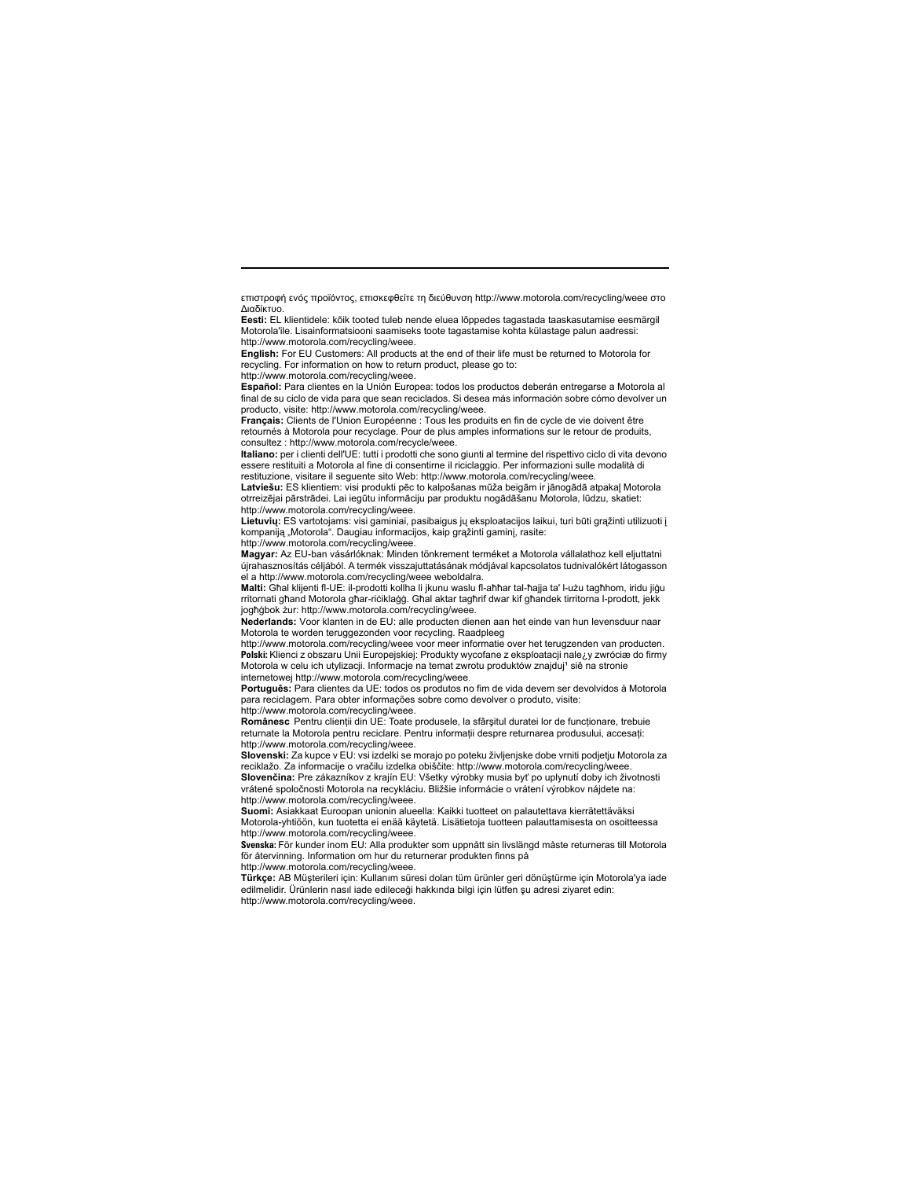επιστροφή ενός προϊόντος, επισκεφθείτε τη διεύθυνση http://www.motorola.com/recycling/weee στο Διαδίκτυο.

**Eesti:** EL klientidele: kõik tooted tuleb nende eluea lõppedes tagastada taaskasutamise eesmärgil Motorola'ile. Lisainformatsiooni saamiseks toote tagastamise kohta külastage palun aadressi: http://www.motorola.com/recycling/weee.

**English:** For EU Customers: All products at the end of their life must be returned to Motorola for recycling. For information on how to return product, please go to: http://www.motorola.com/recycling/weee.

**Español:** Para clientes en la Unión Europea: todos los productos deberán entregarse a Motorola al final de su ciclo de vida para que sean reciclados. Si desea más información sobre cómo devolver un producto, visite: http://www.motorola.com/recycling/weee.

**Français:** Clients de l'Union Européenne : Tous les produits en fin de cycle de vie doivent être retournés à Motorola pour recyclage. Pour de plus amples informations sur le retour de produits, consultez : http://www.motorola.com/recycle/weee.

**Italiano:** per i clienti dell'UE: tutti i prodotti che sono giunti al termine del rispettivo ciclo di vita devono essere restituiti a Motorola al fine di consentirne il riciclaggio. Per informazioni sulle modalità di restituzione, visitare il seguente sito Web: http://www.motorola.com/recycling/weee.

**Latviešu:** ES klientiem: visi produkti pēc to kalpošanas mūža beigām ir jānogādā atpakaļ Motorola otrreizējai pārstrādei. Lai iegūtu informāciju par produktu nogādāšanu Motorola, lūdzu, skatiet: http://www.motorola.com/recycling/weee.

**Lietuvių:** ES vartotojams: visi gaminiai, pasibaigus jų eksploatacijos laikui, turi būti grąžinti utilizuoti į kompaniją „Motorola". Daugiau informacijos, kaip grąžinti gaminį, rasite: http://www.motorola.com/recycling/weee.

**Magyar:** Az EU-ban vásárlóknak: Minden tönkrement terméket a Motorola vállalathoz kell eljuttatni újrahasznosítás céljából. A termék visszajuttatásának módjával kapcsolatos tudnivalókért látogasson el a http://www.motorola.com/recycling/weee weboldalra.

**Malti:** Għal klijenti fl-UE: il-prodotti kollha li jkunu waslu fl-aħħar tal-ħajja ta' l-użu tagħhom, iridu jiġu rritornati għand Motorola għar-riċiklaġġ. Għal aktar tagħrif dwar kif għandek tirritorna l-prodott, jekk jogħġbok żur: http://www.motorola.com/recycling/weee.

**Nederlands:** Voor klanten in de EU: alle producten dienen aan het einde van hun levensduur naar Motorola te worden teruggezonden voor recycling. Raadpleeg http://www.motorola.com/recycling/weee voor meer informatie over het terugzenden van producten.

**Polski:** Klienci z obszaru Unii Europejskiej: Produkty wycofane z eksploatacji nale¿y zwróciæ do firmy Motorola w celu ich utylizacji. Informacje na temat zwrotu produktów znajduj¹ siê na stronie internetowej http://www.motorola.com/recycling/weee.

**Português:** Para clientes da UE: todos os produtos no fim de vida devem ser devolvidos à Motorola para reciclagem. Para obter informações sobre como devolver o produto, visite: http://www.motorola.com/recycling/weee.

**Românesc** Pentru clienții din UE: Toate produsele, la sfârşitul duratei lor de funcționare, trebuie returnate la Motorola pentru reciclare. Pentru informații despre returnarea produsului, accesați: http://www.motorola.com/recycling/weee.

**Slovenski:** Za kupce v EU: vsi izdelki se morajo po poteku življenjske dobe vrniti podjetju Motorola za reciklažo. Za informacije o vračilu izdelka obiščite: http://www.motorola.com/recycling/weee.

**Slovenčina:** Pre zákazníkov z krajín EU: Všetky výrobky musia byť po uplynutí doby ich životnosti vrátené spoločnosti Motorola na recykláciu. Bližšie informácie o vrátení výrobkov nájdete na: http://www.motorola.com/recycling/weee.

**Suomi:** Asiakkaat Euroopan unionin alueella: Kaikki tuotteet on palautettava kierrätettäväksi Motorola-yhtiöön, kun tuotetta ei enää käytetä. Lisätietoja tuotteen palauttamisesta on osoitteessa http://www.motorola.com/recycling/weee.

**Svenska:** För kunder inom EU: Alla produkter som uppnått sin livslängd måste returneras till Motorola för återvinning. Information om hur du returnerar produkten finns på http://www.motorola.com/recycling/weee.

**Türkçe:** AB Müşterileri için: Kullanım süresi dolan tüm ürünler geri dönüştürme için Motorola'ya iade edilmelidir. Ürünlerin nasıl iade edileceği hakkında bilgi için lütfen şu adresi ziyaret edin: http://www.motorola.com/recycling/weee.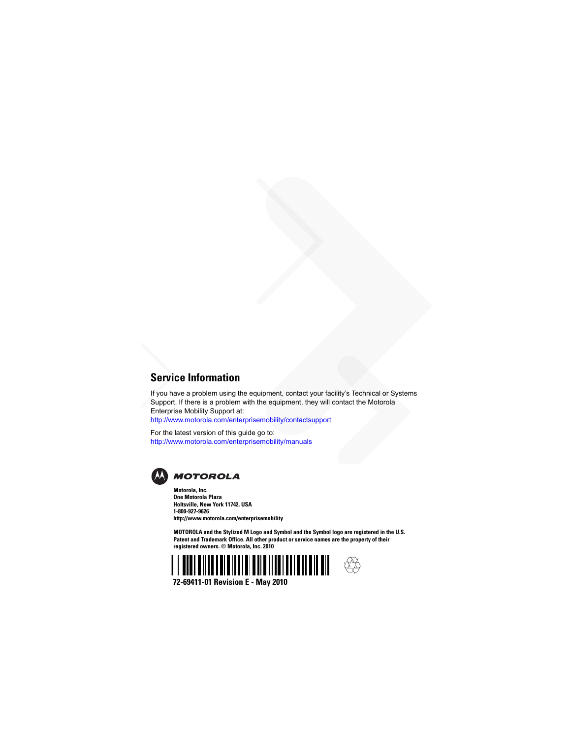## Service Information

If you have a problem using the equipment, contact your facility's Technical or Systems Support. If there is a problem with the equipment, they will contact the Motorola Enterprise Mobility Support at:
http://www.motorola.com/enterprisemobility/contactsupport

For the latest version of this guide go to:
http://www.motorola.com/enterprisemobility/manuals

**MOTOROLA**

**Motorola, Inc.**
**One Motorola Plaza**
**Holtsville, New York 11742, USA**
**1-800-927-9626**
**http://www.motorola.com/enterprisemobility**

**MOTOROLA and the Stylized M Logo and Symbol and the Symbol logo are registered in the U.S. Patent and Trademark Office. All other product or service names are the property of their registered owners. © Motorola, Inc. 2010**

**72-69411-01 Revision E - May 2010**